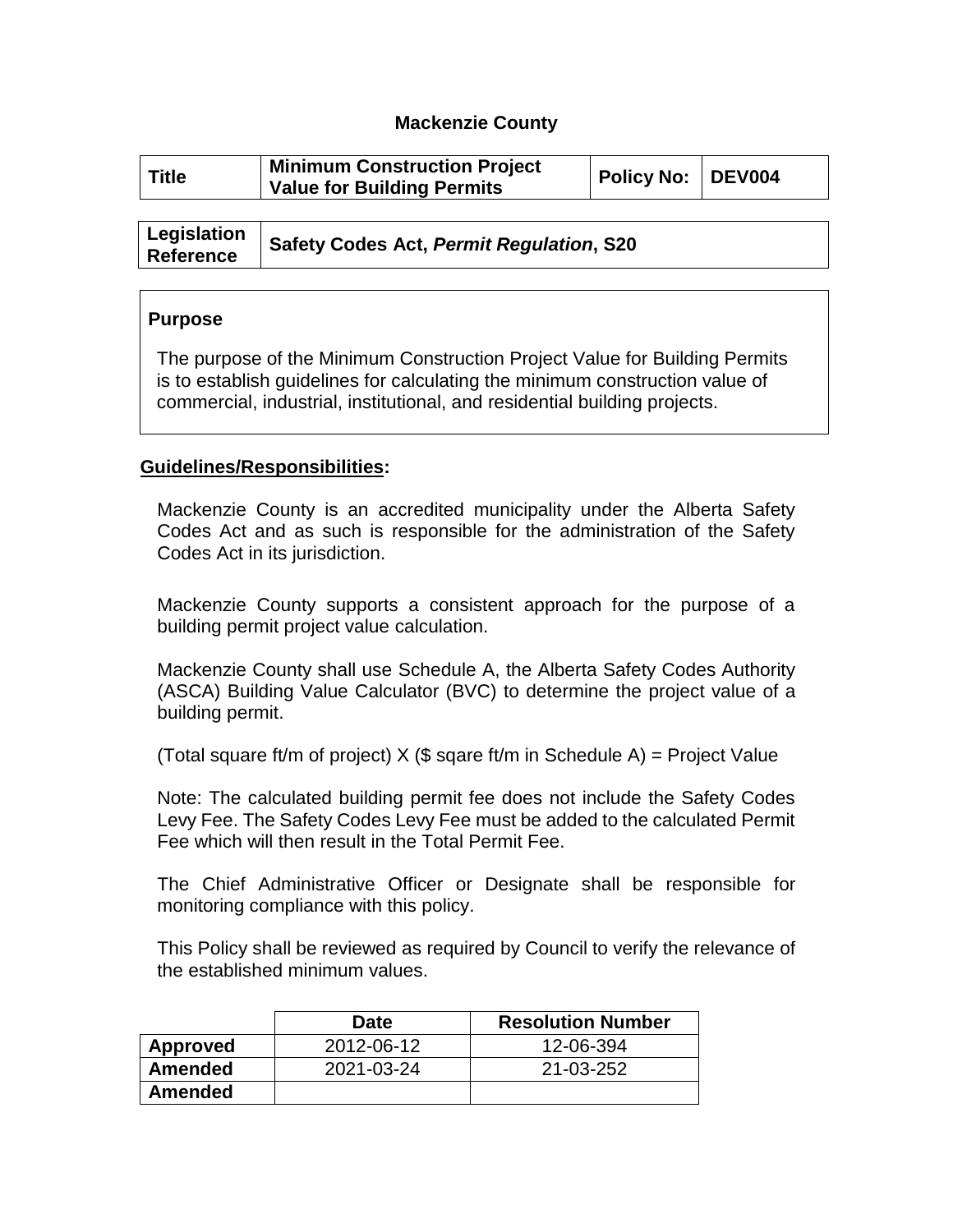# Mackenzie County

| Title | Minimum Construction Project Value for Building Permits | Policy No: | DEV004 |
|---|---|---|---|

| Legislation Reference | Safety Codes Act, *Permit Regulation*, S20 |
|---|---|

## Purpose

The purpose of the Minimum Construction Project Value for Building Permits is to establish guidelines for calculating the minimum construction value of commercial, industrial, institutional, and residential building projects.

## Guidelines/Responsibilities:

Mackenzie County is an accredited municipality under the Alberta Safety Codes Act and as such is responsible for the administration of the Safety Codes Act in its jurisdiction.

Mackenzie County supports a consistent approach for the purpose of a building permit project value calculation.

Mackenzie County shall use Schedule A, the Alberta Safety Codes Authority (ASCA) Building Value Calculator (BVC) to determine the project value of a building permit.

(Total square ft/m of project) X ($ sqare ft/m in Schedule A) = Project Value

Note: The calculated building permit fee does not include the Safety Codes Levy Fee. The Safety Codes Levy Fee must be added to the calculated Permit Fee which will then result in the Total Permit Fee.

The Chief Administrative Officer or Designate shall be responsible for monitoring compliance with this policy.

This Policy shall be reviewed as required by Council to verify the relevance of the established minimum values.

| | Date | Resolution Number |
|---|---|---|
| **Approved** | 2012-06-12 | 12-06-394 |
| **Amended** | 2021-03-24 | 21-03-252 |
| **Amended** | | |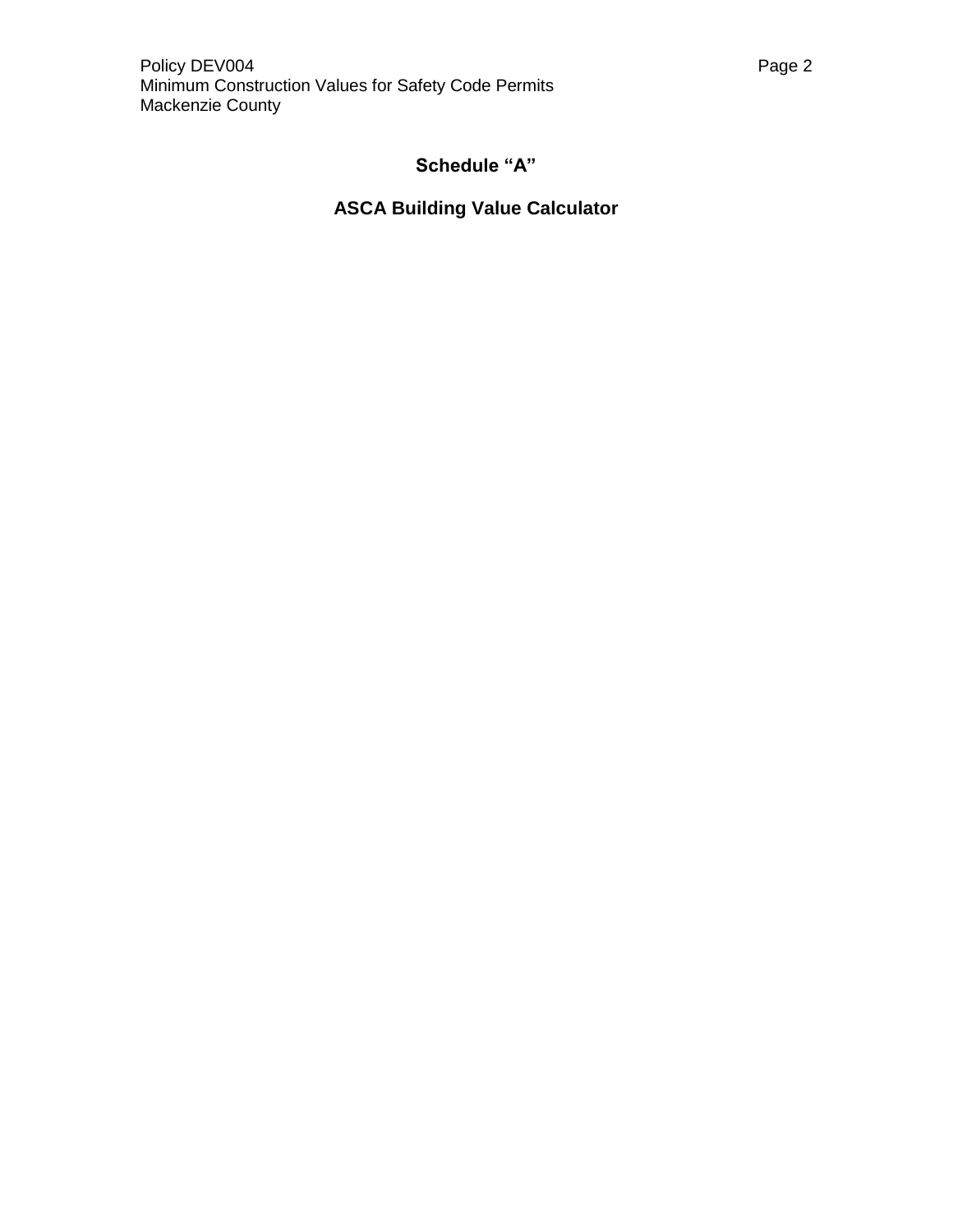## Schedule "A"

## ASCA Building Value Calculator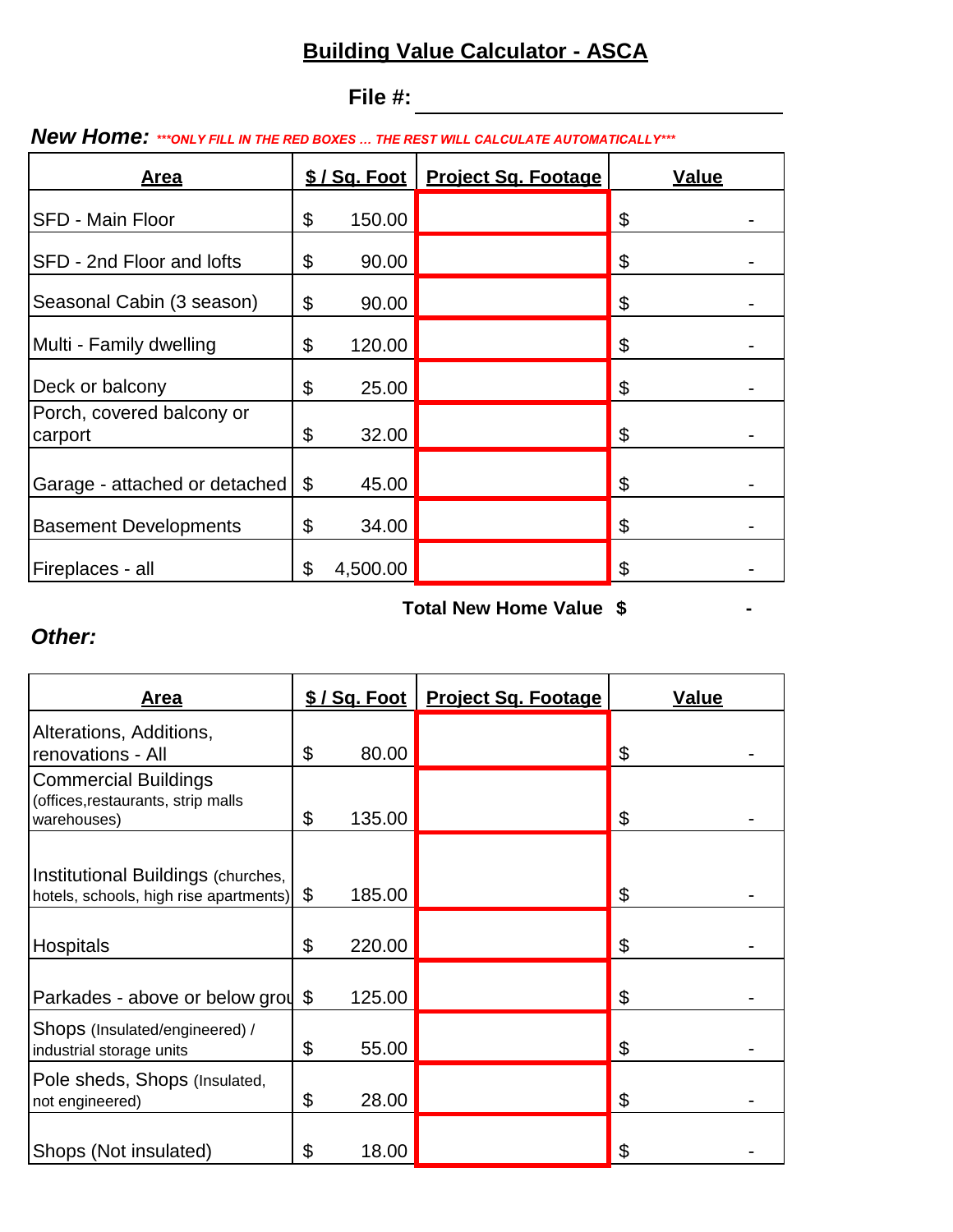# Building Value Calculator - ASCA

**File #:** ____________________

***New Home:*** ****ONLY FILL IN THE RED BOXES … THE REST WILL CALCULATE AUTOMATICALLY****

| Area | $ / Sq. Foot | Project Sq. Footage | Value |
|---|---|---|---|
| SFD - Main Floor | $ 150.00 | | $ - |
| SFD - 2nd Floor and lofts | $ 90.00 | | $ - |
| Seasonal Cabin (3 season) | $ 90.00 | | $ - |
| Multi - Family dwelling | $ 120.00 | | $ - |
| Deck or balcony | $ 25.00 | | $ - |
| Porch, covered balcony or carport | $ 32.00 | | $ - |
| Garage - attached or detached | $ 45.00 | | $ - |
| Basement Developments | $ 34.00 | | $ - |
| Fireplaces - all | $ 4,500.00 | | $ - |

**Total New Home Value $ -**

***Other:***

| Area | $ / Sq. Foot | Project Sq. Footage | Value |
|---|---|---|---|
| Alterations, Additions, renovations - All | $ 80.00 | | $ - |
| Commercial Buildings (offices,restaurants, strip malls warehouses) | $ 135.00 | | $ - |
| Institutional Buildings (churches, hotels, schools, high rise apartments) | $ 185.00 | | $ - |
| Hospitals | $ 220.00 | | $ - |
| Parkades - above or below grou | $ 125.00 | | $ - |
| Shops (Insulated/engineered) / industrial storage units | $ 55.00 | | $ - |
| Pole sheds, Shops (Insulated, not engineered) | $ 28.00 | | $ - |
| Shops (Not insulated) | $ 18.00 | | $ - |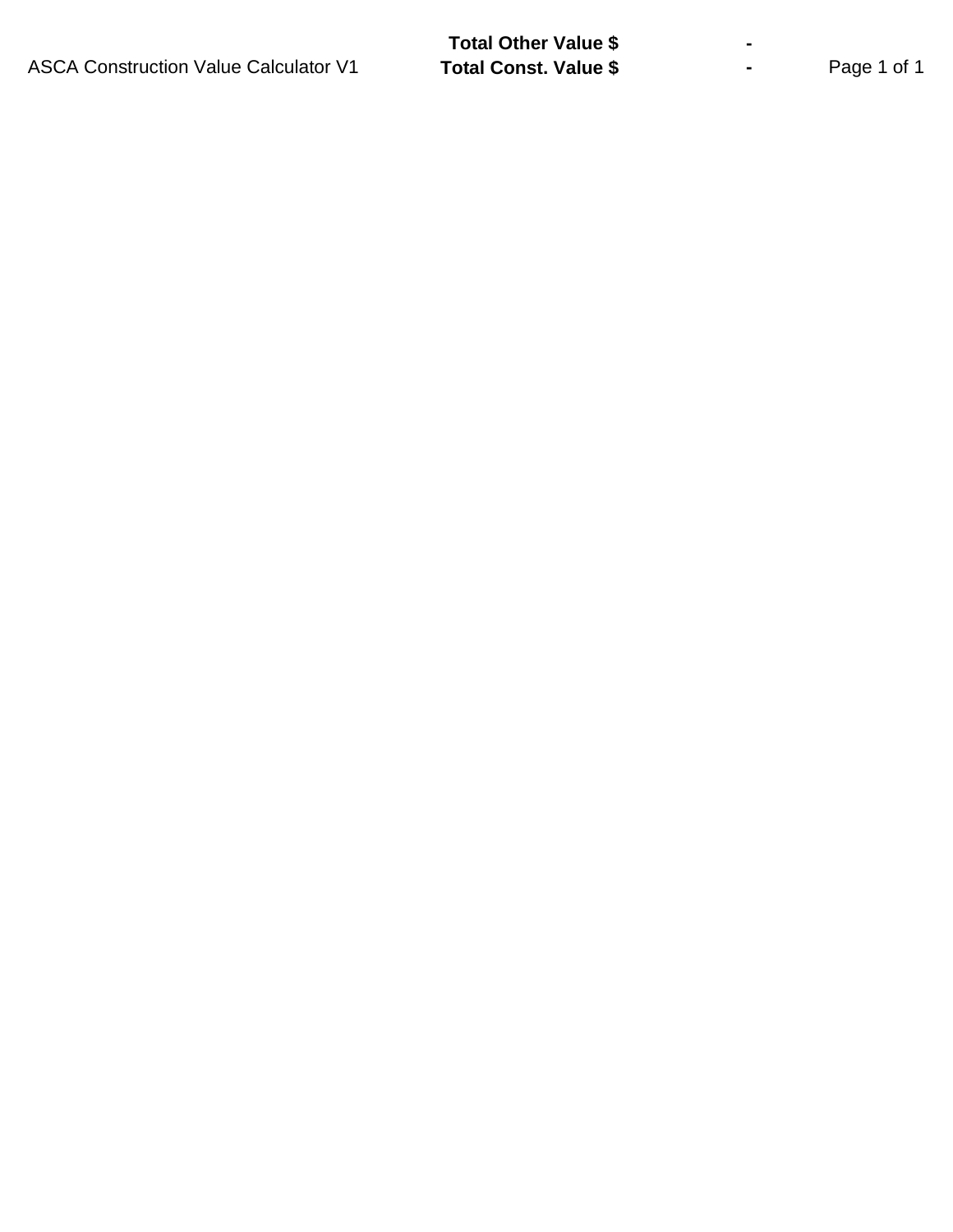**Total Other Value $** -

**Total Const. Value $** -